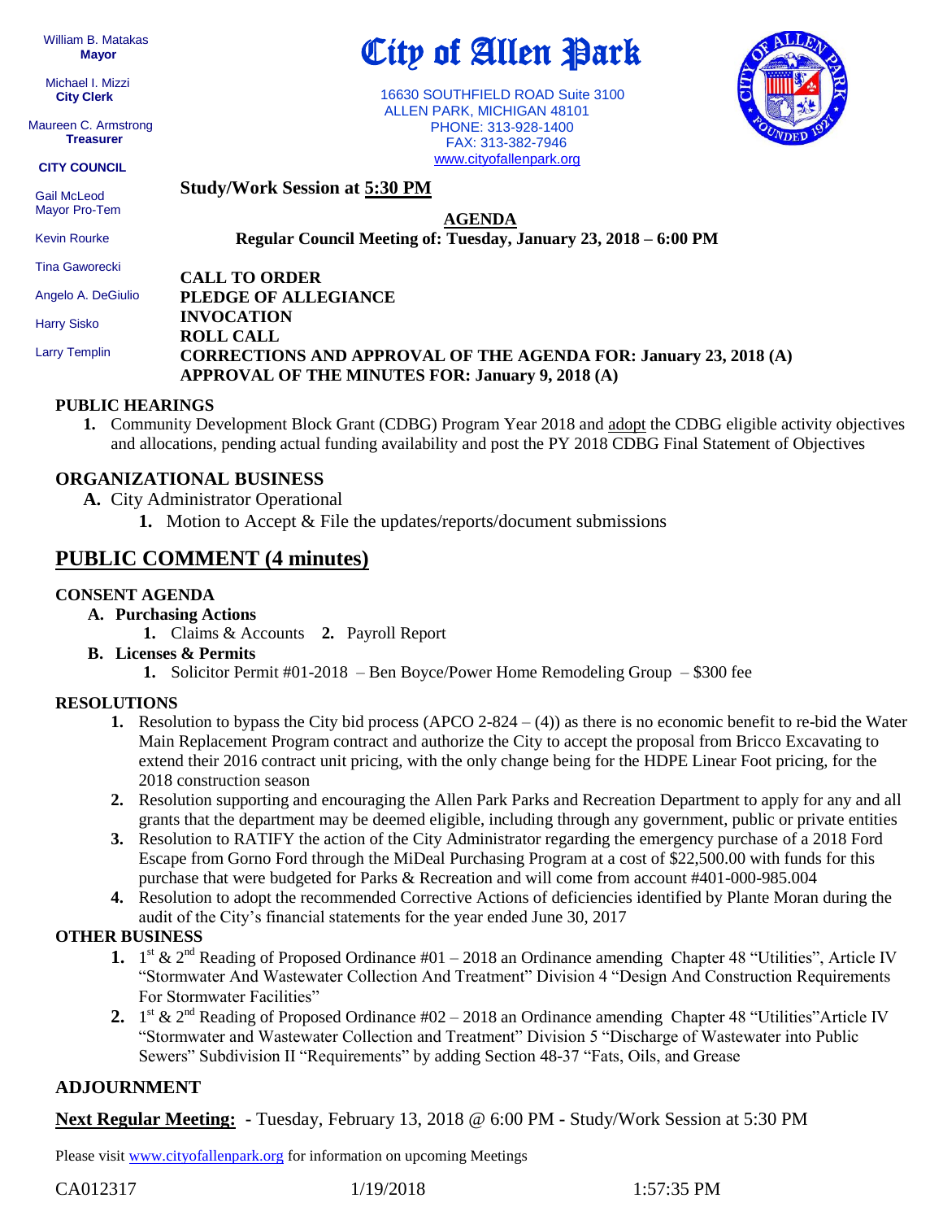William B. Matakas
**Mayor**

Michael I. Mizzi
**City Clerk**

Maureen C. Armstrong
**Treasurer**

**CITY COUNCIL**

Gail McLeod
Mayor Pro-Tem

Kevin Rourke

Tina Gaworecki

Angelo A. DeGiulio

Harry Sisko

Larry Templin

# City of Allen Park

16630 SOUTHFIELD ROAD Suite 3100
ALLEN PARK, MICHIGAN 48101
PHONE: 313-928-1400
FAX: 313-382-7946
www.cityofallenpark.org

**Study/Work Session at 5:30 PM**

**AGENDA**
**Regular Council Meeting of: Tuesday, January 23, 2018 – 6:00 PM**

**CALL TO ORDER**
**PLEDGE OF ALLEGIANCE**
**INVOCATION**
**ROLL CALL**
**CORRECTIONS AND APPROVAL OF THE AGENDA FOR: January 23, 2018 (A)**
**APPROVAL OF THE MINUTES FOR: January 9, 2018 (A)**

## PUBLIC HEARINGS

1. Community Development Block Grant (CDBG) Program Year 2018 and adopt the CDBG eligible activity objectives and allocations, pending actual funding availability and post the PY 2018 CDBG Final Statement of Objectives

## ORGANIZATIONAL BUSINESS

- **A.** City Administrator Operational
  1. Motion to Accept & File the updates/reports/document submissions

## PUBLIC COMMENT (4 minutes)

## CONSENT AGENDA

- **A. Purchasing Actions**
  1. Claims & Accounts **2.** Payroll Report
- **B. Licenses & Permits**
  1. Solicitor Permit #01-2018 – Ben Boyce/Power Home Remodeling Group – $300 fee

## RESOLUTIONS

1. Resolution to bypass the City bid process (APCO 2-824 – (4)) as there is no economic benefit to re-bid the Water Main Replacement Program contract and authorize the City to accept the proposal from Bricco Excavating to extend their 2016 contract unit pricing, with the only change being for the HDPE Linear Foot pricing, for the 2018 construction season
2. Resolution supporting and encouraging the Allen Park Parks and Recreation Department to apply for any and all grants that the department may be deemed eligible, including through any government, public or private entities
3. Resolution to RATIFY the action of the City Administrator regarding the emergency purchase of a 2018 Ford Escape from Gorno Ford through the MiDeal Purchasing Program at a cost of $22,500.00 with funds for this purchase that were budgeted for Parks & Recreation and will come from account #401-000-985.004
4. Resolution to adopt the recommended Corrective Actions of deficiencies identified by Plante Moran during the audit of the City's financial statements for the year ended June 30, 2017

## OTHER BUSINESS

1. 1st & 2nd Reading of Proposed Ordinance #01 – 2018 an Ordinance amending Chapter 48 "Utilities", Article IV "Stormwater And Wastewater Collection And Treatment" Division 4 "Design And Construction Requirements For Stormwater Facilities"
2. 1st & 2nd Reading of Proposed Ordinance #02 – 2018 an Ordinance amending Chapter 48 "Utilities"Article IV "Stormwater and Wastewater Collection and Treatment" Division 5 "Discharge of Wastewater into Public Sewers" Subdivision II "Requirements" by adding Section 48-37 "Fats, Oils, and Grease

## ADJOURNMENT

**Next Regular Meeting:** - Tuesday, February 13, 2018 @ 6:00 PM - Study/Work Session at 5:30 PM

Please visit www.cityofallenpark.org for information on upcoming Meetings

CA012317 1/19/2018 1:57:35 PM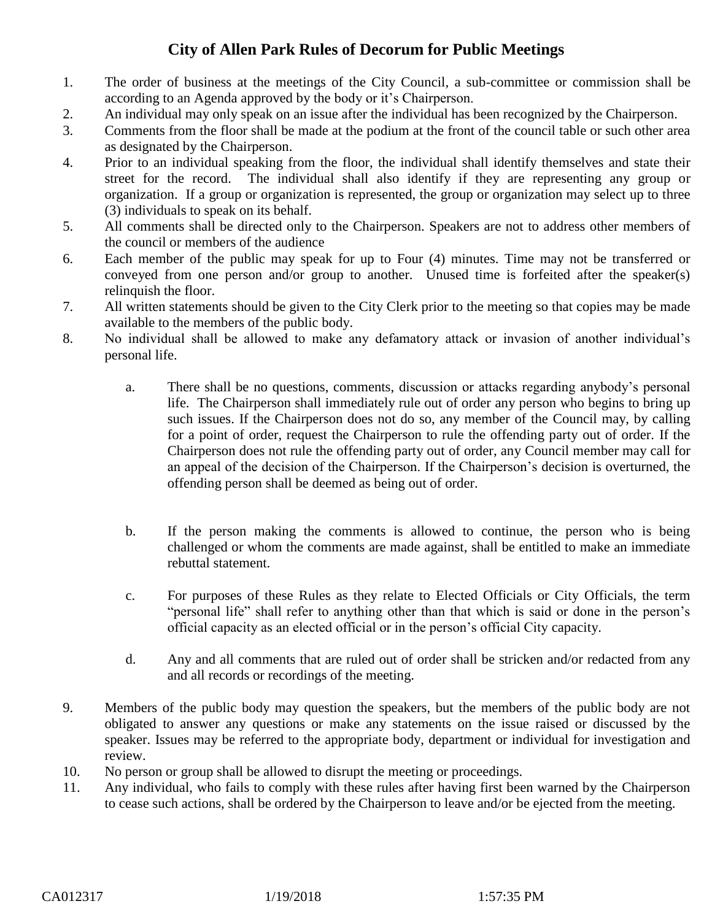# City of Allen Park Rules of Decorum for Public Meetings

1. The order of business at the meetings of the City Council, a sub-committee or commission shall be according to an Agenda approved by the body or it's Chairperson.
2. An individual may only speak on an issue after the individual has been recognized by the Chairperson.
3. Comments from the floor shall be made at the podium at the front of the council table or such other area as designated by the Chairperson.
4. Prior to an individual speaking from the floor, the individual shall identify themselves and state their street for the record. The individual shall also identify if they are representing any group or organization. If a group or organization is represented, the group or organization may select up to three (3) individuals to speak on its behalf.
5. All comments shall be directed only to the Chairperson. Speakers are not to address other members of the council or members of the audience
6. Each member of the public may speak for up to Four (4) minutes. Time may not be transferred or conveyed from one person and/or group to another. Unused time is forfeited after the speaker(s) relinquish the floor.
7. All written statements should be given to the City Clerk prior to the meeting so that copies may be made available to the members of the public body.
8. No individual shall be allowed to make any defamatory attack or invasion of another individual's personal life.

    a. There shall be no questions, comments, discussion or attacks regarding anybody's personal life. The Chairperson shall immediately rule out of order any person who begins to bring up such issues. If the Chairperson does not do so, any member of the Council may, by calling for a point of order, request the Chairperson to rule the offending party out of order. If the Chairperson does not rule the offending party out of order, any Council member may call for an appeal of the decision of the Chairperson. If the Chairperson's decision is overturned, the offending person shall be deemed as being out of order.

    b. If the person making the comments is allowed to continue, the person who is being challenged or whom the comments are made against, shall be entitled to make an immediate rebuttal statement.

    c. For purposes of these Rules as they relate to Elected Officials or City Officials, the term "personal life" shall refer to anything other than that which is said or done in the person's official capacity as an elected official or in the person's official City capacity.

    d. Any and all comments that are ruled out of order shall be stricken and/or redacted from any and all records or recordings of the meeting.

9. Members of the public body may question the speakers, but the members of the public body are not obligated to answer any questions or make any statements on the issue raised or discussed by the speaker. Issues may be referred to the appropriate body, department or individual for investigation and review.
10. No person or group shall be allowed to disrupt the meeting or proceedings.
11. Any individual, who fails to comply with these rules after having first been warned by the Chairperson to cease such actions, shall be ordered by the Chairperson to leave and/or be ejected from the meeting.

CA012317 1/19/2018 1:57:35 PM